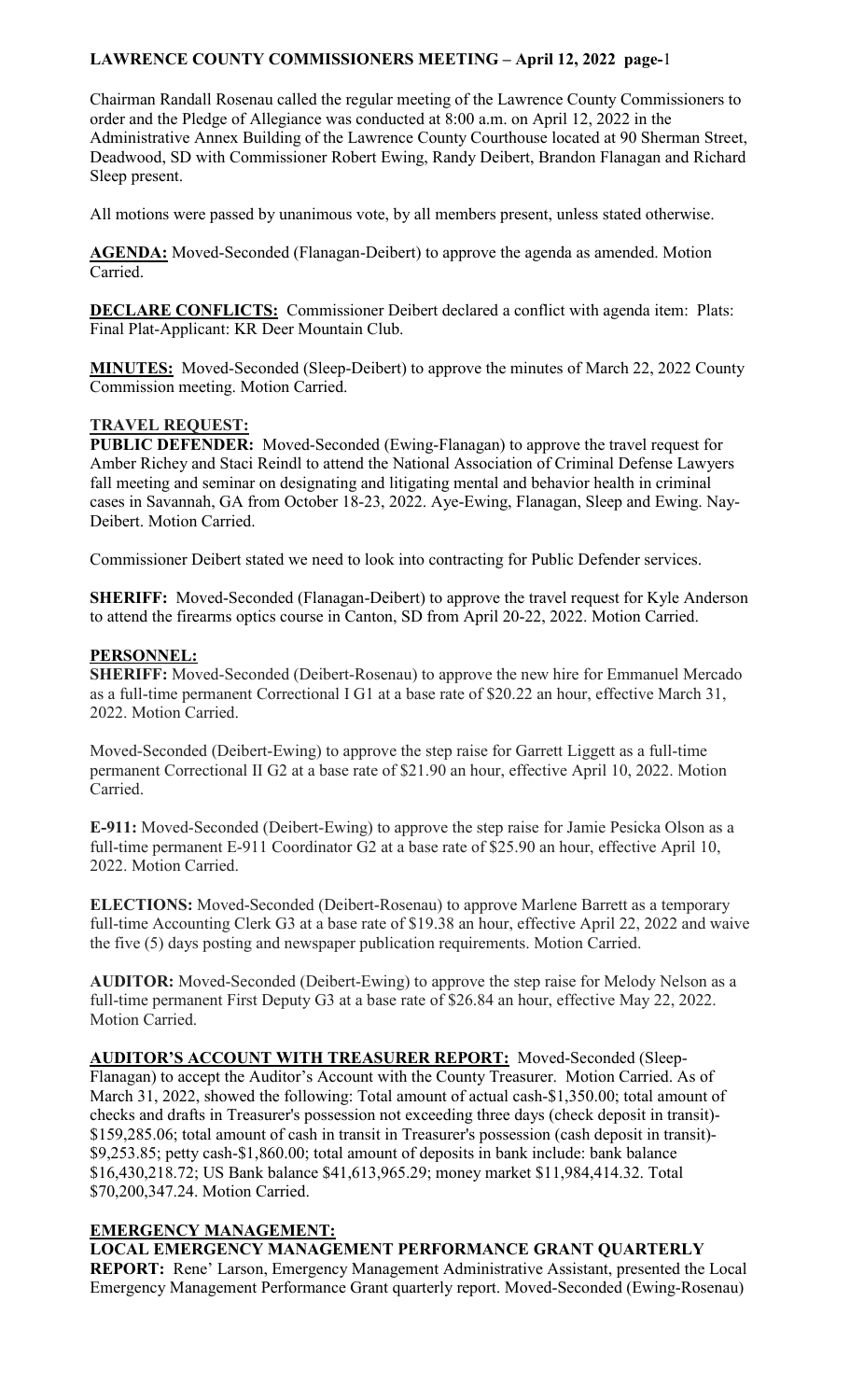# LAWRENCE COUNTY COMMISSIONERS MEETING – April 12, 2022 page-1

Chairman Randall Rosenau called the regular meeting of the Lawrence County Commissioners to order and the Pledge of Allegiance was conducted at 8:00 a.m. on April 12, 2022 in the Administrative Annex Building of the Lawrence County Courthouse located at 90 Sherman Street, Deadwood, SD with Commissioner Robert Ewing, Randy Deibert, Brandon Flanagan and Richard Sleep present.

All motions were passed by unanimous vote, by all members present, unless stated otherwise.

**AGENDA:** Moved-Seconded (Flanagan-Deibert) to approve the agenda as amended. Motion Carried.

**DECLARE CONFLICTS:** Commissioner Deibert declared a conflict with agenda item: Plats: Final Plat-Applicant: KR Deer Mountain Club.

**MINUTES:** Moved-Seconded (Sleep-Deibert) to approve the minutes of March 22, 2022 County Commission meeting. Motion Carried.

**TRAVEL REQUEST:**

**PUBLIC DEFENDER:** Moved-Seconded (Ewing-Flanagan) to approve the travel request for Amber Richey and Staci Reindl to attend the National Association of Criminal Defense Lawyers fall meeting and seminar on designating and litigating mental and behavior health in criminal cases in Savannah, GA from October 18-23, 2022. Aye-Ewing, Flanagan, Sleep and Ewing. Nay-Deibert. Motion Carried.

Commissioner Deibert stated we need to look into contracting for Public Defender services.

**SHERIFF:** Moved-Seconded (Flanagan-Deibert) to approve the travel request for Kyle Anderson to attend the firearms optics course in Canton, SD from April 20-22, 2022. Motion Carried.

**PERSONNEL:**

**SHERIFF:** Moved-Seconded (Deibert-Rosenau) to approve the new hire for Emmanuel Mercado as a full-time permanent Correctional I G1 at a base rate of $20.22 an hour, effective March 31, 2022. Motion Carried.

Moved-Seconded (Deibert-Ewing) to approve the step raise for Garrett Liggett as a full-time permanent Correctional II G2 at a base rate of $21.90 an hour, effective April 10, 2022. Motion Carried.

**E-911:** Moved-Seconded (Deibert-Ewing) to approve the step raise for Jamie Pesicka Olson as a full-time permanent E-911 Coordinator G2 at a base rate of $25.90 an hour, effective April 10, 2022. Motion Carried.

**ELECTIONS:** Moved-Seconded (Deibert-Rosenau) to approve Marlene Barrett as a temporary full-time Accounting Clerk G3 at a base rate of $19.38 an hour, effective April 22, 2022 and waive the five (5) days posting and newspaper publication requirements. Motion Carried.

**AUDITOR:** Moved-Seconded (Deibert-Ewing) to approve the step raise for Melody Nelson as a full-time permanent First Deputy G3 at a base rate of $26.84 an hour, effective May 22, 2022. Motion Carried.

**AUDITOR'S ACCOUNT WITH TREASURER REPORT:** Moved-Seconded (Sleep-Flanagan) to accept the Auditor's Account with the County Treasurer. Motion Carried. As of March 31, 2022, showed the following: Total amount of actual cash-$1,350.00; total amount of checks and drafts in Treasurer's possession not exceeding three days (check deposit in transit)-$159,285.06; total amount of cash in transit in Treasurer's possession (cash deposit in transit)-$9,253.85; petty cash-$1,860.00; total amount of deposits in bank include: bank balance $16,430,218.72; US Bank balance $41,613,965.29; money market $11,984,414.32. Total $70,200,347.24. Motion Carried.

**EMERGENCY MANAGEMENT:**

**LOCAL EMERGENCY MANAGEMENT PERFORMANCE GRANT QUARTERLY REPORT:** Rene' Larson, Emergency Management Administrative Assistant, presented the Local Emergency Management Performance Grant quarterly report. Moved-Seconded (Ewing-Rosenau)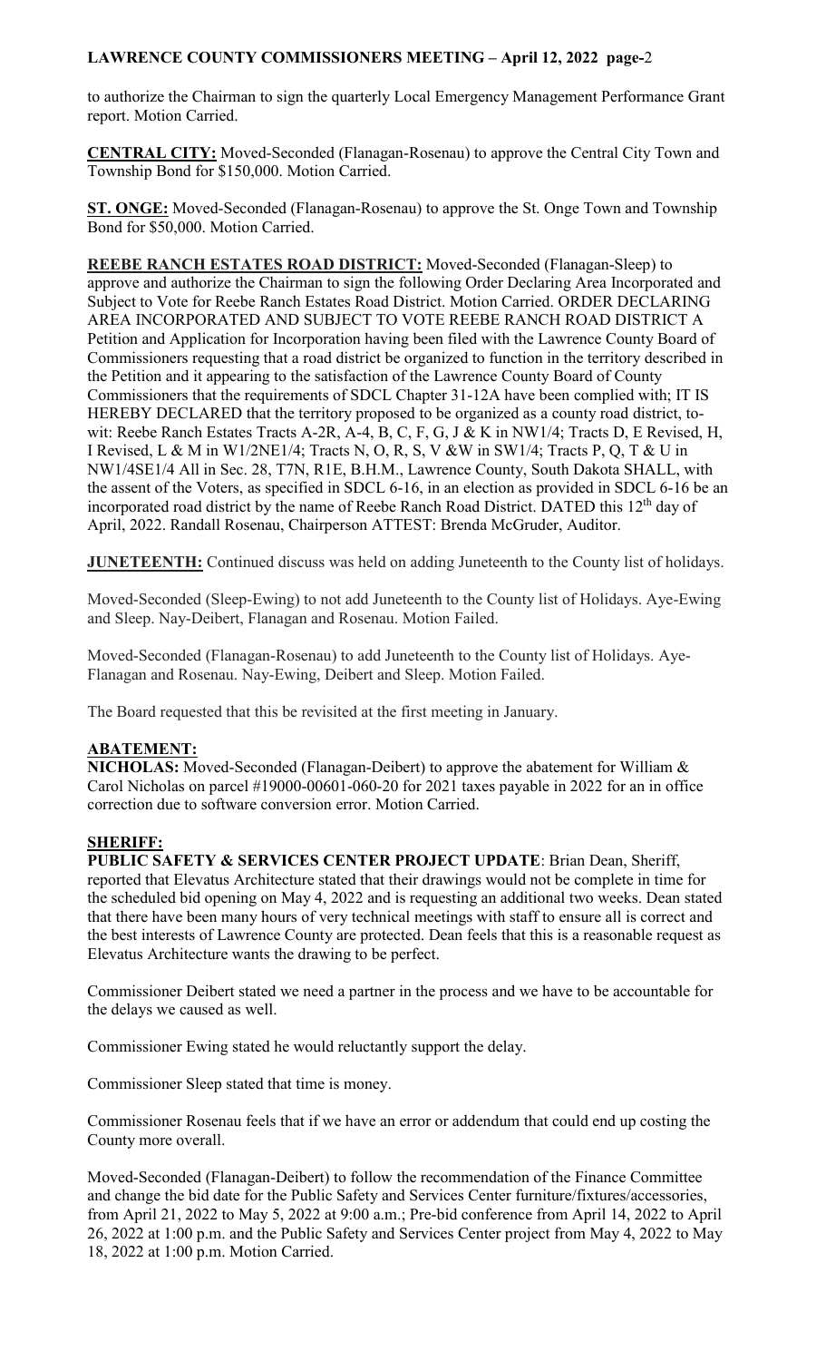to authorize the Chairman to sign the quarterly Local Emergency Management Performance Grant report. Motion Carried.

**CENTRAL CITY:** Moved-Seconded (Flanagan-Rosenau) to approve the Central City Town and Township Bond for $150,000. Motion Carried.

**ST. ONGE:** Moved-Seconded (Flanagan-Rosenau) to approve the St. Onge Town and Township Bond for $50,000. Motion Carried.

**REEBE RANCH ESTATES ROAD DISTRICT:** Moved-Seconded (Flanagan-Sleep) to approve and authorize the Chairman to sign the following Order Declaring Area Incorporated and Subject to Vote for Reebe Ranch Estates Road District. Motion Carried. ORDER DECLARING AREA INCORPORATED AND SUBJECT TO VOTE REEBE RANCH ROAD DISTRICT A Petition and Application for Incorporation having been filed with the Lawrence County Board of Commissioners requesting that a road district be organized to function in the territory described in the Petition and it appearing to the satisfaction of the Lawrence County Board of County Commissioners that the requirements of SDCL Chapter 31-12A have been complied with; IT IS HEREBY DECLARED that the territory proposed to be organized as a county road district, to-wit: Reebe Ranch Estates Tracts A-2R, A-4, B, C, F, G, J & K in NW1/4; Tracts D, E Revised, H, I Revised, L & M in W1/2NE1/4; Tracts N, O, R, S, V &W in SW1/4; Tracts P, Q, T & U in NW1/4SE1/4 All in Sec. 28, T7N, R1E, B.H.M., Lawrence County, South Dakota SHALL, with the assent of the Voters, as specified in SDCL 6-16, in an election as provided in SDCL 6-16 be an incorporated road district by the name of Reebe Ranch Road District. DATED this 12th day of April, 2022. Randall Rosenau, Chairperson ATTEST: Brenda McGruder, Auditor.

**JUNETEENTH:** Continued discuss was held on adding Juneteenth to the County list of holidays.

Moved-Seconded (Sleep-Ewing) to not add Juneteenth to the County list of Holidays. Aye-Ewing and Sleep. Nay-Deibert, Flanagan and Rosenau. Motion Failed.

Moved-Seconded (Flanagan-Rosenau) to add Juneteenth to the County list of Holidays. Aye-Flanagan and Rosenau. Nay-Ewing, Deibert and Sleep. Motion Failed.

The Board requested that this be revisited at the first meeting in January.

**ABATEMENT:**

**NICHOLAS:** Moved-Seconded (Flanagan-Deibert) to approve the abatement for William & Carol Nicholas on parcel #19000-00601-060-20 for 2021 taxes payable in 2022 for an in office correction due to software conversion error. Motion Carried.

**SHERIFF:**

**PUBLIC SAFETY & SERVICES CENTER PROJECT UPDATE**: Brian Dean, Sheriff, reported that Elevatus Architecture stated that their drawings would not be complete in time for the scheduled bid opening on May 4, 2022 and is requesting an additional two weeks. Dean stated that there have been many hours of very technical meetings with staff to ensure all is correct and the best interests of Lawrence County are protected. Dean feels that this is a reasonable request as Elevatus Architecture wants the drawing to be perfect.

Commissioner Deibert stated we need a partner in the process and we have to be accountable for the delays we caused as well.

Commissioner Ewing stated he would reluctantly support the delay.

Commissioner Sleep stated that time is money.

Commissioner Rosenau feels that if we have an error or addendum that could end up costing the County more overall.

Moved-Seconded (Flanagan-Deibert) to follow the recommendation of the Finance Committee and change the bid date for the Public Safety and Services Center furniture/fixtures/accessories, from April 21, 2022 to May 5, 2022 at 9:00 a.m.; Pre-bid conference from April 14, 2022 to April 26, 2022 at 1:00 p.m. and the Public Safety and Services Center project from May 4, 2022 to May 18, 2022 at 1:00 p.m. Motion Carried.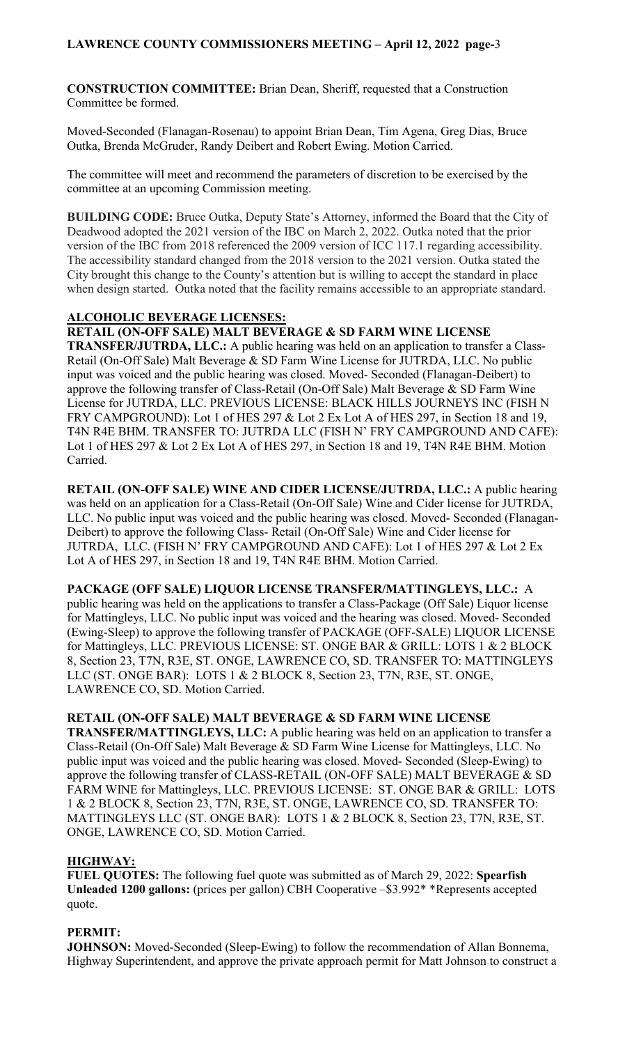**CONSTRUCTION COMMITTEE:** Brian Dean, Sheriff, requested that a Construction Committee be formed.

Moved-Seconded (Flanagan-Rosenau) to appoint Brian Dean, Tim Agena, Greg Dias, Bruce Outka, Brenda McGruder, Randy Deibert and Robert Ewing. Motion Carried.

The committee will meet and recommend the parameters of discretion to be exercised by the committee at an upcoming Commission meeting.

**BUILDING CODE:** Bruce Outka, Deputy State's Attorney, informed the Board that the City of Deadwood adopted the 2021 version of the IBC on March 2, 2022. Outka noted that the prior version of the IBC from 2018 referenced the 2009 version of ICC 117.1 regarding accessibility. The accessibility standard changed from the 2018 version to the 2021 version. Outka stated the City brought this change to the County's attention but is willing to accept the standard in place when design started. Outka noted that the facility remains accessible to an appropriate standard.

**ALCOHOLIC BEVERAGE LICENSES:**

**RETAIL (ON-OFF SALE) MALT BEVERAGE & SD FARM WINE LICENSE TRANSFER/JUTRDA, LLC.:** A public hearing was held on an application to transfer a Class-Retail (On-Off Sale) Malt Beverage & SD Farm Wine License for JUTRDA, LLC. No public input was voiced and the public hearing was closed. Moved- Seconded (Flanagan-Deibert) to approve the following transfer of Class-Retail (On-Off Sale) Malt Beverage & SD Farm Wine License for JUTRDA, LLC. PREVIOUS LICENSE: BLACK HILLS JOURNEYS INC (FISH N FRY CAMPGROUND): Lot 1 of HES 297 & Lot 2 Ex Lot A of HES 297, in Section 18 and 19, T4N R4E BHM. TRANSFER TO: JUTRDA LLC (FISH N' FRY CAMPGROUND AND CAFE): Lot 1 of HES 297 & Lot 2 Ex Lot A of HES 297, in Section 18 and 19, T4N R4E BHM. Motion Carried.

**RETAIL (ON-OFF SALE) WINE AND CIDER LICENSE/JUTRDA, LLC.:** A public hearing was held on an application for a Class-Retail (On-Off Sale) Wine and Cider license for JUTRDA, LLC. No public input was voiced and the public hearing was closed. Moved- Seconded (Flanagan-Deibert) to approve the following Class- Retail (On-Off Sale) Wine and Cider license for JUTRDA, LLC. (FISH N' FRY CAMPGROUND AND CAFE): Lot 1 of HES 297 & Lot 2 Ex Lot A of HES 297, in Section 18 and 19, T4N R4E BHM. Motion Carried.

**PACKAGE (OFF SALE) LIQUOR LICENSE TRANSFER/MATTINGLEYS, LLC.:** A public hearing was held on the applications to transfer a Class-Package (Off Sale) Liquor license for Mattingleys, LLC. No public input was voiced and the hearing was closed. Moved- Seconded (Ewing-Sleep) to approve the following transfer of PACKAGE (OFF-SALE) LIQUOR LICENSE for Mattingleys, LLC. PREVIOUS LICENSE: ST. ONGE BAR & GRILL: LOTS 1 & 2 BLOCK 8, Section 23, T7N, R3E, ST. ONGE, LAWRENCE CO, SD. TRANSFER TO: MATTINGLEYS LLC (ST. ONGE BAR): LOTS 1 & 2 BLOCK 8, Section 23, T7N, R3E, ST. ONGE, LAWRENCE CO, SD. Motion Carried.

**RETAIL (ON-OFF SALE) MALT BEVERAGE & SD FARM WINE LICENSE TRANSFER/MATTINGLEYS, LLC:** A public hearing was held on an application to transfer a Class-Retail (On-Off Sale) Malt Beverage & SD Farm Wine License for Mattingleys, LLC. No public input was voiced and the public hearing was closed. Moved- Seconded (Sleep-Ewing) to approve the following transfer of CLASS-RETAIL (ON-OFF SALE) MALT BEVERAGE & SD FARM WINE for Mattingleys, LLC. PREVIOUS LICENSE: ST. ONGE BAR & GRILL: LOTS 1 & 2 BLOCK 8, Section 23, T7N, R3E, ST. ONGE, LAWRENCE CO, SD. TRANSFER TO: MATTINGLEYS LLC (ST. ONGE BAR): LOTS 1 & 2 BLOCK 8, Section 23, T7N, R3E, ST. ONGE, LAWRENCE CO, SD. Motion Carried.

**HIGHWAY:**

**FUEL QUOTES:** The following fuel quote was submitted as of March 29, 2022: **Spearfish Unleaded 1200 gallons:** (prices per gallon) CBH Cooperative –$3.992* *Represents accepted quote.

**PERMIT:**

**JOHNSON:** Moved-Seconded (Sleep-Ewing) to follow the recommendation of Allan Bonnema, Highway Superintendent, and approve the private approach permit for Matt Johnson to construct a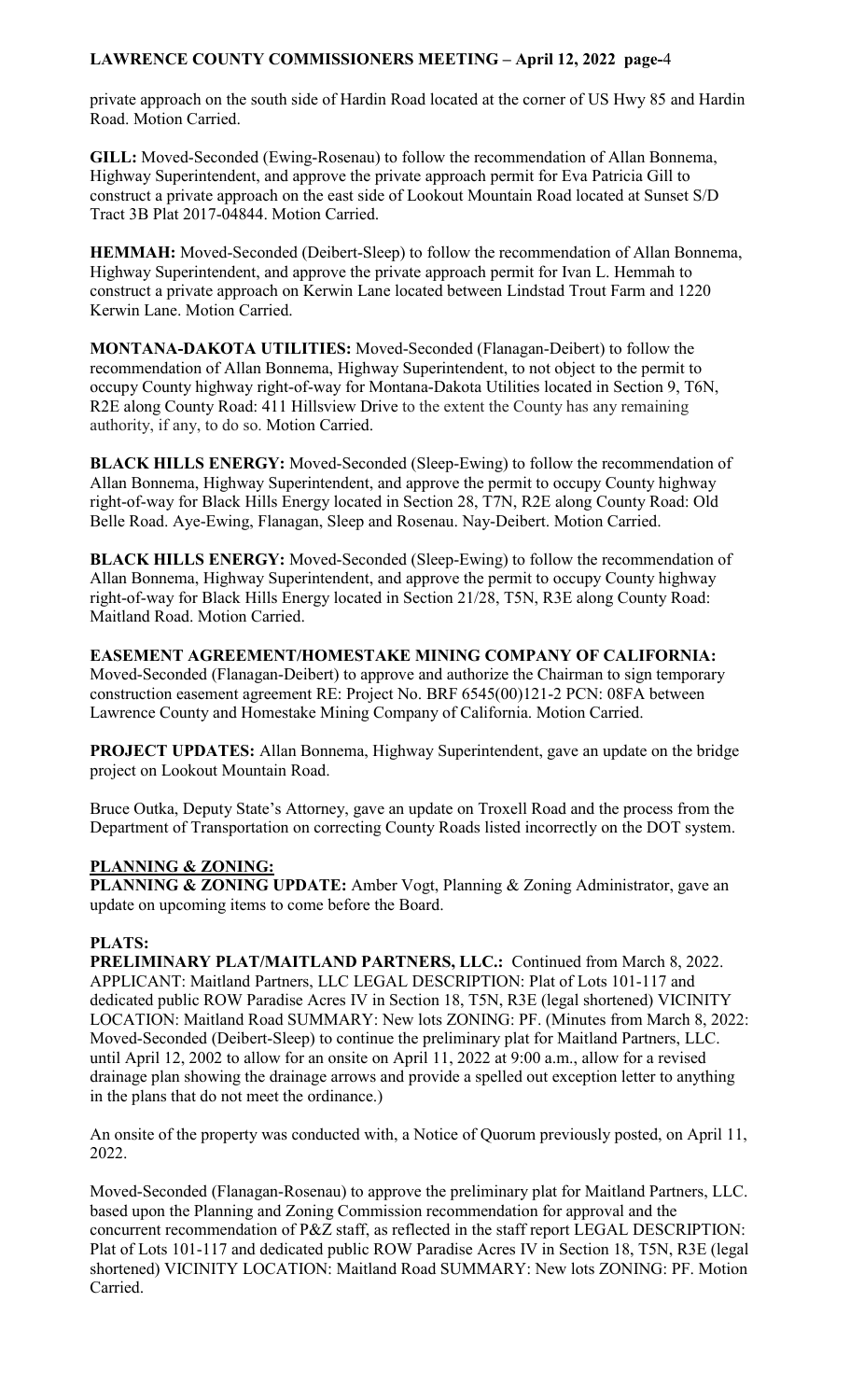private approach on the south side of Hardin Road located at the corner of US Hwy 85 and Hardin Road. Motion Carried.

**GILL:** Moved-Seconded (Ewing-Rosenau) to follow the recommendation of Allan Bonnema, Highway Superintendent, and approve the private approach permit for Eva Patricia Gill to construct a private approach on the east side of Lookout Mountain Road located at Sunset S/D Tract 3B Plat 2017-04844. Motion Carried.

**HEMMAH:** Moved-Seconded (Deibert-Sleep) to follow the recommendation of Allan Bonnema, Highway Superintendent, and approve the private approach permit for Ivan L. Hemmah to construct a private approach on Kerwin Lane located between Lindstad Trout Farm and 1220 Kerwin Lane. Motion Carried.

**MONTANA-DAKOTA UTILITIES:** Moved-Seconded (Flanagan-Deibert) to follow the recommendation of Allan Bonnema, Highway Superintendent, to not object to the permit to occupy County highway right-of-way for Montana-Dakota Utilities located in Section 9, T6N, R2E along County Road: 411 Hillsview Drive to the extent the County has any remaining authority, if any, to do so. Motion Carried.

**BLACK HILLS ENERGY:** Moved-Seconded (Sleep-Ewing) to follow the recommendation of Allan Bonnema, Highway Superintendent, and approve the permit to occupy County highway right-of-way for Black Hills Energy located in Section 28, T7N, R2E along County Road: Old Belle Road. Aye-Ewing, Flanagan, Sleep and Rosenau. Nay-Deibert. Motion Carried.

**BLACK HILLS ENERGY:** Moved-Seconded (Sleep-Ewing) to follow the recommendation of Allan Bonnema, Highway Superintendent, and approve the permit to occupy County highway right-of-way for Black Hills Energy located in Section 21/28, T5N, R3E along County Road: Maitland Road. Motion Carried.

**EASEMENT AGREEMENT/HOMESTAKE MINING COMPANY OF CALIFORNIA:** Moved-Seconded (Flanagan-Deibert) to approve and authorize the Chairman to sign temporary construction easement agreement RE: Project No. BRF 6545(00)121-2 PCN: 08FA between Lawrence County and Homestake Mining Company of California. Motion Carried.

**PROJECT UPDATES:** Allan Bonnema, Highway Superintendent, gave an update on the bridge project on Lookout Mountain Road.

Bruce Outka, Deputy State's Attorney, gave an update on Troxell Road and the process from the Department of Transportation on correcting County Roads listed incorrectly on the DOT system.

**PLANNING & ZONING:**

**PLANNING & ZONING UPDATE:** Amber Vogt, Planning & Zoning Administrator, gave an update on upcoming items to come before the Board.

**PLATS:**

**PRELIMINARY PLAT/MAITLAND PARTNERS, LLC.:** Continued from March 8, 2022. APPLICANT: Maitland Partners, LLC LEGAL DESCRIPTION: Plat of Lots 101-117 and dedicated public ROW Paradise Acres IV in Section 18, T5N, R3E (legal shortened) VICINITY LOCATION: Maitland Road SUMMARY: New lots ZONING: PF. (Minutes from March 8, 2022: Moved-Seconded (Deibert-Sleep) to continue the preliminary plat for Maitland Partners, LLC. until April 12, 2002 to allow for an onsite on April 11, 2022 at 9:00 a.m., allow for a revised drainage plan showing the drainage arrows and provide a spelled out exception letter to anything in the plans that do not meet the ordinance.)

An onsite of the property was conducted with, a Notice of Quorum previously posted, on April 11, 2022.

Moved-Seconded (Flanagan-Rosenau) to approve the preliminary plat for Maitland Partners, LLC. based upon the Planning and Zoning Commission recommendation for approval and the concurrent recommendation of P&Z staff, as reflected in the staff report LEGAL DESCRIPTION: Plat of Lots 101-117 and dedicated public ROW Paradise Acres IV in Section 18, T5N, R3E (legal shortened) VICINITY LOCATION: Maitland Road SUMMARY: New lots ZONING: PF. Motion Carried.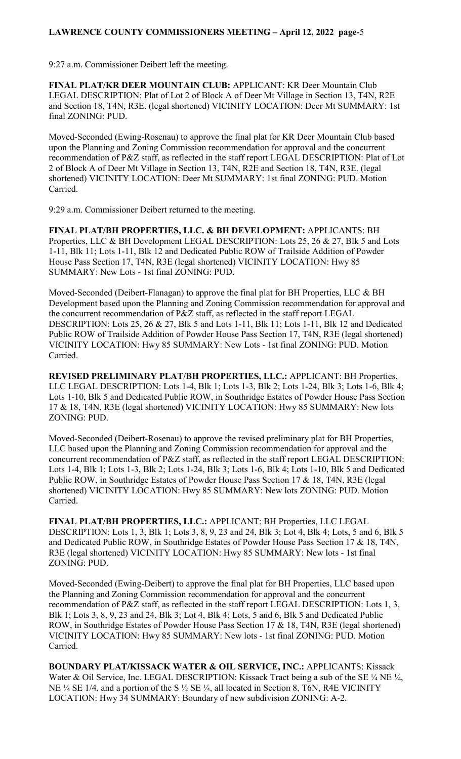9:27 a.m. Commissioner Deibert left the meeting.

**FINAL PLAT/KR DEER MOUNTAIN CLUB:** APPLICANT: KR Deer Mountain Club LEGAL DESCRIPTION: Plat of Lot 2 of Block A of Deer Mt Village in Section 13, T4N, R2E and Section 18, T4N, R3E. (legal shortened) VICINITY LOCATION: Deer Mt SUMMARY: 1st final ZONING: PUD.

Moved-Seconded (Ewing-Rosenau) to approve the final plat for KR Deer Mountain Club based upon the Planning and Zoning Commission recommendation for approval and the concurrent recommendation of P&Z staff, as reflected in the staff report LEGAL DESCRIPTION: Plat of Lot 2 of Block A of Deer Mt Village in Section 13, T4N, R2E and Section 18, T4N, R3E. (legal shortened) VICINITY LOCATION: Deer Mt SUMMARY: 1st final ZONING: PUD. Motion Carried.

9:29 a.m. Commissioner Deibert returned to the meeting.

**FINAL PLAT/BH PROPERTIES, LLC. & BH DEVELOPMENT:** APPLICANTS: BH Properties, LLC & BH Development LEGAL DESCRIPTION: Lots 25, 26 & 27, Blk 5 and Lots 1-11, Blk 11; Lots 1-11, Blk 12 and Dedicated Public ROW of Trailside Addition of Powder House Pass Section 17, T4N, R3E (legal shortened) VICINITY LOCATION: Hwy 85 SUMMARY: New Lots - 1st final ZONING: PUD.

Moved-Seconded (Deibert-Flanagan) to approve the final plat for BH Properties, LLC & BH Development based upon the Planning and Zoning Commission recommendation for approval and the concurrent recommendation of P&Z staff, as reflected in the staff report LEGAL DESCRIPTION: Lots 25, 26 & 27, Blk 5 and Lots 1-11, Blk 11; Lots 1-11, Blk 12 and Dedicated Public ROW of Trailside Addition of Powder House Pass Section 17, T4N, R3E (legal shortened) VICINITY LOCATION: Hwy 85 SUMMARY: New Lots - 1st final ZONING: PUD. Motion Carried.

**REVISED PRELIMINARY PLAT/BH PROPERTIES, LLC.:** APPLICANT: BH Properties, LLC LEGAL DESCRIPTION: Lots 1-4, Blk 1; Lots 1-3, Blk 2; Lots 1-24, Blk 3; Lots 1-6, Blk 4; Lots 1-10, Blk 5 and Dedicated Public ROW, in Southridge Estates of Powder House Pass Section 17 & 18, T4N, R3E (legal shortened) VICINITY LOCATION: Hwy 85 SUMMARY: New lots ZONING: PUD.

Moved-Seconded (Deibert-Rosenau) to approve the revised preliminary plat for BH Properties, LLC based upon the Planning and Zoning Commission recommendation for approval and the concurrent recommendation of P&Z staff, as reflected in the staff report LEGAL DESCRIPTION: Lots 1-4, Blk 1; Lots 1-3, Blk 2; Lots 1-24, Blk 3; Lots 1-6, Blk 4; Lots 1-10, Blk 5 and Dedicated Public ROW, in Southridge Estates of Powder House Pass Section 17 & 18, T4N, R3E (legal shortened) VICINITY LOCATION: Hwy 85 SUMMARY: New lots ZONING: PUD. Motion Carried.

**FINAL PLAT/BH PROPERTIES, LLC.:** APPLICANT: BH Properties, LLC LEGAL DESCRIPTION: Lots 1, 3, Blk 1; Lots 3, 8, 9, 23 and 24, Blk 3; Lot 4, Blk 4; Lots, 5 and 6, Blk 5 and Dedicated Public ROW, in Southridge Estates of Powder House Pass Section 17 & 18, T4N, R3E (legal shortened) VICINITY LOCATION: Hwy 85 SUMMARY: New lots - 1st final ZONING: PUD.

Moved-Seconded (Ewing-Deibert) to approve the final plat for BH Properties, LLC based upon the Planning and Zoning Commission recommendation for approval and the concurrent recommendation of P&Z staff, as reflected in the staff report LEGAL DESCRIPTION: Lots 1, 3, Blk 1; Lots 3, 8, 9, 23 and 24, Blk 3; Lot 4, Blk 4; Lots, 5 and 6, Blk 5 and Dedicated Public ROW, in Southridge Estates of Powder House Pass Section 17 & 18, T4N, R3E (legal shortened) VICINITY LOCATION: Hwy 85 SUMMARY: New lots - 1st final ZONING: PUD. Motion Carried.

**BOUNDARY PLAT/KISSACK WATER & OIL SERVICE, INC.:** APPLICANTS: Kissack Water & Oil Service, Inc. LEGAL DESCRIPTION: Kissack Tract being a sub of the SE ¼ NE ¼, NE ¼ SE 1/4, and a portion of the S ½ SE ¼, all located in Section 8, T6N, R4E VICINITY LOCATION: Hwy 34 SUMMARY: Boundary of new subdivision ZONING: A-2.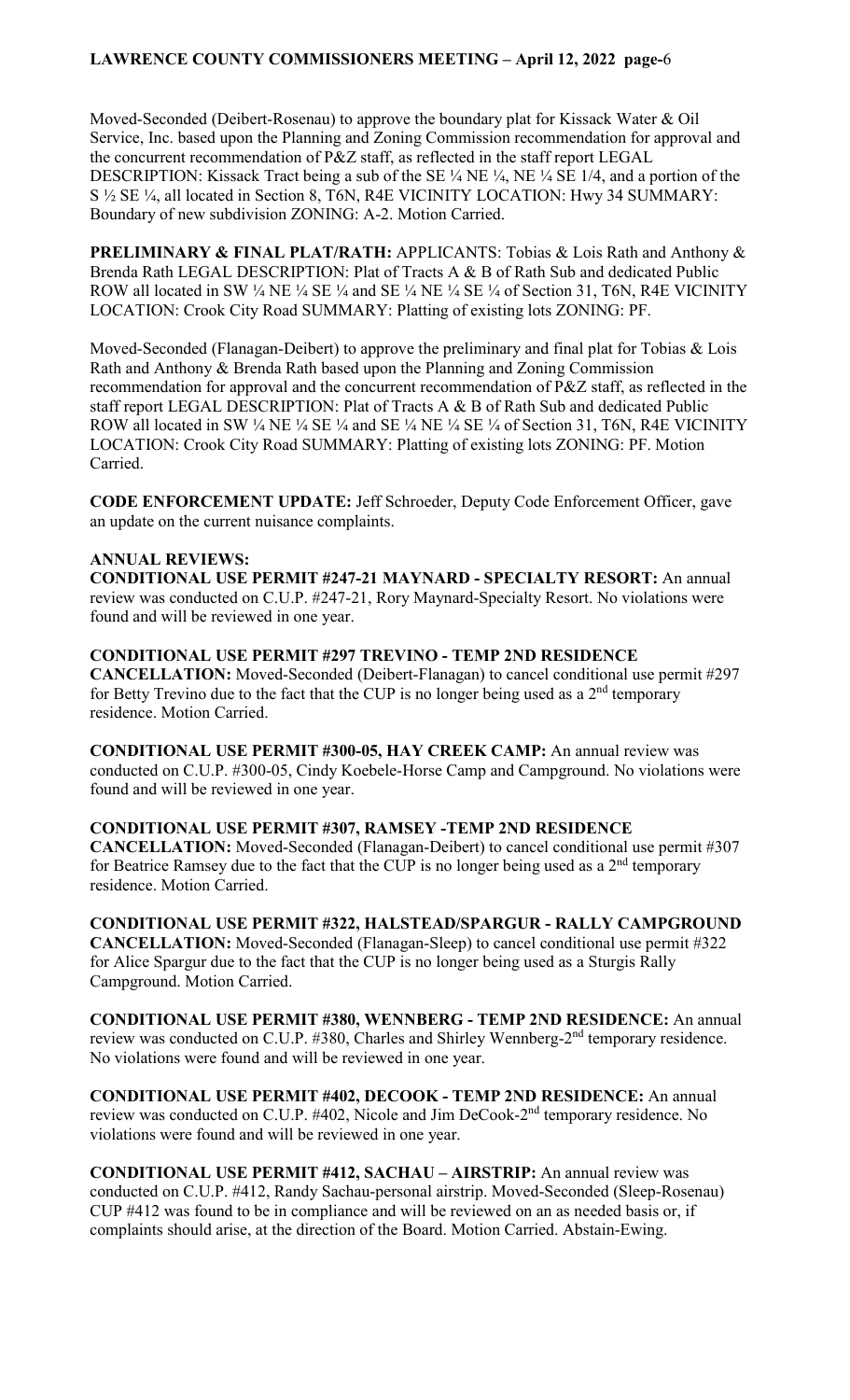Moved-Seconded (Deibert-Rosenau) to approve the boundary plat for Kissack Water & Oil Service, Inc. based upon the Planning and Zoning Commission recommendation for approval and the concurrent recommendation of P&Z staff, as reflected in the staff report LEGAL DESCRIPTION: Kissack Tract being a sub of the SE ¼ NE ¼, NE ¼ SE 1/4, and a portion of the S ½ SE ¼, all located in Section 8, T6N, R4E VICINITY LOCATION: Hwy 34 SUMMARY: Boundary of new subdivision ZONING: A-2. Motion Carried.

**PRELIMINARY & FINAL PLAT/RATH:** APPLICANTS: Tobias & Lois Rath and Anthony & Brenda Rath LEGAL DESCRIPTION: Plat of Tracts A & B of Rath Sub and dedicated Public ROW all located in SW ¼ NE ¼ SE ¼ and SE ¼ NE ¼ SE ¼ of Section 31, T6N, R4E VICINITY LOCATION: Crook City Road SUMMARY: Platting of existing lots ZONING: PF.

Moved-Seconded (Flanagan-Deibert) to approve the preliminary and final plat for Tobias & Lois Rath and Anthony & Brenda Rath based upon the Planning and Zoning Commission recommendation for approval and the concurrent recommendation of P&Z staff, as reflected in the staff report LEGAL DESCRIPTION: Plat of Tracts A & B of Rath Sub and dedicated Public ROW all located in SW ¼ NE ¼ SE ¼ and SE ¼ NE ¼ SE ¼ of Section 31, T6N, R4E VICINITY LOCATION: Crook City Road SUMMARY: Platting of existing lots ZONING: PF. Motion Carried.

**CODE ENFORCEMENT UPDATE:** Jeff Schroeder, Deputy Code Enforcement Officer, gave an update on the current nuisance complaints.

**ANNUAL REVIEWS:**

**CONDITIONAL USE PERMIT #247-21 MAYNARD - SPECIALTY RESORT:** An annual review was conducted on C.U.P. #247-21, Rory Maynard-Specialty Resort. No violations were found and will be reviewed in one year.

**CONDITIONAL USE PERMIT #297 TREVINO - TEMP 2ND RESIDENCE CANCELLATION:** Moved-Seconded (Deibert-Flanagan) to cancel conditional use permit #297 for Betty Trevino due to the fact that the CUP is no longer being used as a 2nd temporary residence. Motion Carried.

**CONDITIONAL USE PERMIT #300-05, HAY CREEK CAMP:** An annual review was conducted on C.U.P. #300-05, Cindy Koebele-Horse Camp and Campground. No violations were found and will be reviewed in one year.

**CONDITIONAL USE PERMIT #307, RAMSEY -TEMP 2ND RESIDENCE CANCELLATION:** Moved-Seconded (Flanagan-Deibert) to cancel conditional use permit #307 for Beatrice Ramsey due to the fact that the CUP is no longer being used as a 2nd temporary residence. Motion Carried.

**CONDITIONAL USE PERMIT #322, HALSTEAD/SPARGUR - RALLY CAMPGROUND CANCELLATION:** Moved-Seconded (Flanagan-Sleep) to cancel conditional use permit #322 for Alice Spargur due to the fact that the CUP is no longer being used as a Sturgis Rally Campground. Motion Carried.

**CONDITIONAL USE PERMIT #380, WENNBERG - TEMP 2ND RESIDENCE:** An annual review was conducted on C.U.P. #380, Charles and Shirley Wennberg-2nd temporary residence. No violations were found and will be reviewed in one year.

**CONDITIONAL USE PERMIT #402, DECOOK - TEMP 2ND RESIDENCE:** An annual review was conducted on C.U.P. #402, Nicole and Jim DeCook-2nd temporary residence. No violations were found and will be reviewed in one year.

**CONDITIONAL USE PERMIT #412, SACHAU – AIRSTRIP:** An annual review was conducted on C.U.P. #412, Randy Sachau-personal airstrip. Moved-Seconded (Sleep-Rosenau) CUP #412 was found to be in compliance and will be reviewed on an as needed basis or, if complaints should arise, at the direction of the Board. Motion Carried. Abstain-Ewing.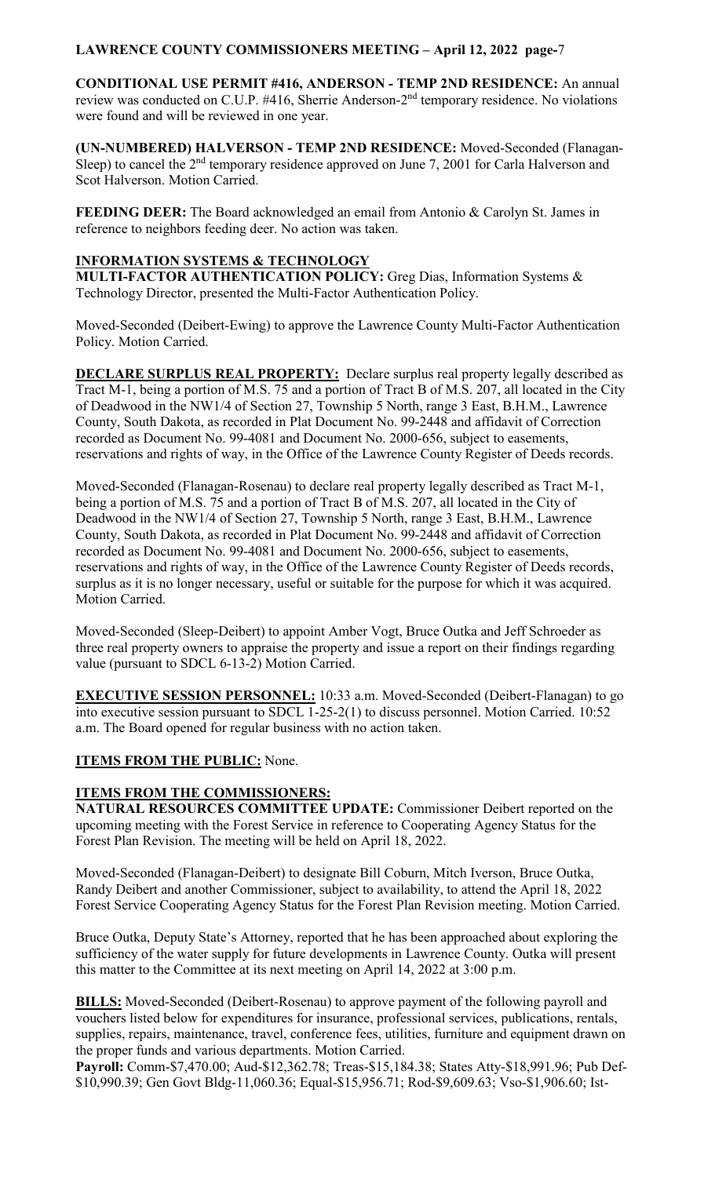**CONDITIONAL USE PERMIT #416, ANDERSON - TEMP 2ND RESIDENCE:** An annual review was conducted on C.U.P. #416, Sherrie Anderson-2nd temporary residence. No violations were found and will be reviewed in one year.

**(UN-NUMBERED) HALVERSON - TEMP 2ND RESIDENCE:** Moved-Seconded (Flanagan-Sleep) to cancel the 2nd temporary residence approved on June 7, 2001 for Carla Halverson and Scot Halverson. Motion Carried.

**FEEDING DEER:** The Board acknowledged an email from Antonio & Carolyn St. James in reference to neighbors feeding deer. No action was taken.

**INFORMATION SYSTEMS & TECHNOLOGY**

**MULTI-FACTOR AUTHENTICATION POLICY:** Greg Dias, Information Systems & Technology Director, presented the Multi-Factor Authentication Policy.

Moved-Seconded (Deibert-Ewing) to approve the Lawrence County Multi-Factor Authentication Policy. Motion Carried.

**DECLARE SURPLUS REAL PROPERTY:** Declare surplus real property legally described as Tract M-1, being a portion of M.S. 75 and a portion of Tract B of M.S. 207, all located in the City of Deadwood in the NW1/4 of Section 27, Township 5 North, range 3 East, B.H.M., Lawrence County, South Dakota, as recorded in Plat Document No. 99-2448 and affidavit of Correction recorded as Document No. 99-4081 and Document No. 2000-656, subject to easements, reservations and rights of way, in the Office of the Lawrence County Register of Deeds records.

Moved-Seconded (Flanagan-Rosenau) to declare real property legally described as Tract M-1, being a portion of M.S. 75 and a portion of Tract B of M.S. 207, all located in the City of Deadwood in the NW1/4 of Section 27, Township 5 North, range 3 East, B.H.M., Lawrence County, South Dakota, as recorded in Plat Document No. 99-2448 and affidavit of Correction recorded as Document No. 99-4081 and Document No. 2000-656, subject to easements, reservations and rights of way, in the Office of the Lawrence County Register of Deeds records, surplus as it is no longer necessary, useful or suitable for the purpose for which it was acquired. Motion Carried.

Moved-Seconded (Sleep-Deibert) to appoint Amber Vogt, Bruce Outka and Jeff Schroeder as three real property owners to appraise the property and issue a report on their findings regarding value (pursuant to SDCL 6-13-2) Motion Carried.

**EXECUTIVE SESSION PERSONNEL:** 10:33 a.m. Moved-Seconded (Deibert-Flanagan) to go into executive session pursuant to SDCL 1-25-2(1) to discuss personnel. Motion Carried. 10:52 a.m. The Board opened for regular business with no action taken.

**ITEMS FROM THE PUBLIC:** None.

**ITEMS FROM THE COMMISSIONERS:**

**NATURAL RESOURCES COMMITTEE UPDATE:** Commissioner Deibert reported on the upcoming meeting with the Forest Service in reference to Cooperating Agency Status for the Forest Plan Revision. The meeting will be held on April 18, 2022.

Moved-Seconded (Flanagan-Deibert) to designate Bill Coburn, Mitch Iverson, Bruce Outka, Randy Deibert and another Commissioner, subject to availability, to attend the April 18, 2022 Forest Service Cooperating Agency Status for the Forest Plan Revision meeting. Motion Carried.

Bruce Outka, Deputy State's Attorney, reported that he has been approached about exploring the sufficiency of the water supply for future developments in Lawrence County. Outka will present this matter to the Committee at its next meeting on April 14, 2022 at 3:00 p.m.

**BILLS:** Moved-Seconded (Deibert-Rosenau) to approve payment of the following payroll and vouchers listed below for expenditures for insurance, professional services, publications, rentals, supplies, repairs, maintenance, travel, conference fees, utilities, furniture and equipment drawn on the proper funds and various departments. Motion Carried.

**Payroll:** Comm-$7,470.00; Aud-$12,362.78; Treas-$15,184.38; States Atty-$18,991.96; Pub Def-$10,990.39; Gen Govt Bldg-11,060.36; Equal-$15,956.71; Rod-$9,609.63; Vso-$1,906.60; Ist-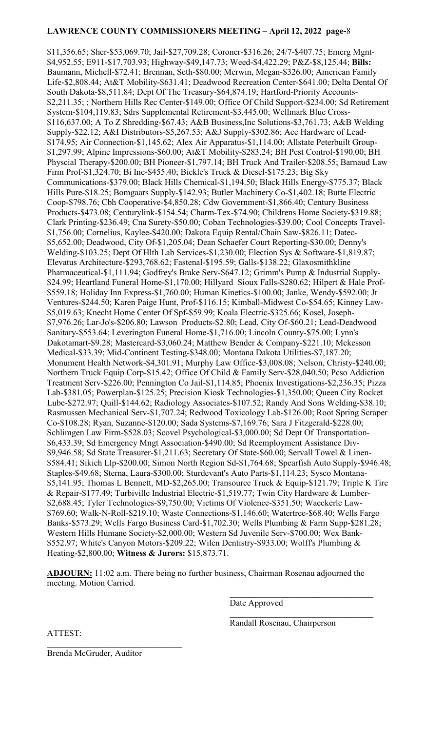$11,356.65; Sher-$53,069.70; Jail-$27,709.28; Coroner-$316.26; 24/7-$407.75; Emerg Mgnt-$4,952.55; E911-$17,703.93; Highway-$49,147.73; Weed-$4,422.29; P&Z-$8,125.44; **Bills:** Baumann, Michell-$72.41; Brennan, Seth-$80.00; Merwin, Megan-$326.00; American Family Life-$2,808.44; At&T Mobility-$631.41; Deadwood Recreation Center-$641.00; Delta Dental Of South Dakota-$8,511.84; Dept Of The Treasury-$64,874.19; Hartford-Priority Accounts-$2,211.35; ; Northern Hills Rec Center-$149.00; Office Of Child Support-$234.00; Sd Retirement System-$104,119.83; Sdrs Supplemental Retirement-$3,445.00; Wellmark Blue Cross-$116,637.00; A To Z Shredding-$67.43; A&B Business,Inc Solutions-$3,761.73; A&B Welding Supply-$22.12; A&I Distributors-$5,267.53; A&J Supply-$302.86; Ace Hardware of Lead-$174.95; Air Connection-$1,145.62; Alex Air Apparatus-$1,114.00; Allstate Peterbuilt Group-$1,297.99; Alpine Impressions-$60.00; At&T Mobility-$283.24; BH Pest Control-$190.00; BH Physcial Therapy-$200.00; BH Pioneer-$1,797.14; BH Truck And Trailer-$208.55; Barnaud Law Firm Prof-$1,324.70; Bi Inc-$455.40; Bickle's Truck & Diesel-$175.23; Big Sky Communications-$379.00; Black Hills Chemical-$1,194.50; Black Hills Energy-$775.37; Black Hills Pure-$18.25; Bomgaars Supply-$142.93; Butler Machinery Co-$1,402.18; Butte Electric Coop-$798.76; Cbh Cooperative-$4,850.28; Cdw Government-$1,866.40; Century Business Products-$473.08; Centurylink-$154.54; Charm-Tex-$74.90; Childrens Home Society-$319.88; Clark Printing-$236.49; Cna Surety-$50.00; Coban Technologies-$39.00; Cool Concepts Travel-$1,756.00; Cornelius, Kaylee-$420.00; Dakota Equip Rental/Chain Saw-$826.11; Datec-$5,652.00; Deadwood, City Of-$1,205.04; Dean Schaefer Court Reporting-$30.00; Denny's Welding-$103.25; Dept Of Hlth Lab Services-$1,230.00; Election Sys & Software-$1,819.87; Elevatus Architecture-$293,768.62; Fastenal-$195.59; Galls-$138.22; Glaxosmithkline Pharmaceutical-$1,111.94; Godfrey's Brake Serv-$647.12; Grimm's Pump & Industrial Supply-$24.99; Heartland Funeral Home-$1,170.00; Hillyard Sioux Falls-$280.62; Hilpert & Hale Prof-$559.18; Holiday Inn Express-$1,760.00; Human Kinetics-$100.00; Janke, Wendy-$592.00; Jt Ventures-$244.50; Karen Paige Hunt, Prof-$116.15; Kimball-Midwest Co-$54.65; Kinney Law-$5,019.63; Knecht Home Center Of Spf-$59.99; Koala Electric-$325.66; Kosel, Joseph-$7,976.26; Lar-Jo's-$206.80; Lawson Products-$2.80; Lead, City Of-$60.21; Lead-Deadwood Sanitary-$553.64; Leverington Funeral Home-$1,716.00; Lincoln County-$75.00; Lynn's Dakotamart-$9.28; Mastercard-$3,060.24; Matthew Bender & Company-$221.10; Mckesson Medical-$33.39; Mid-Continent Testing-$348.00; Montana Dakota Utilities-$7,187.20; Monument Health Network-$4,301.91; Murphy Law Office-$3,008.08; Nelson, Christy-$240.00; Northern Truck Equip Corp-$15.42; Office Of Child & Family Serv-$28,040.50; Pcso Addiction Treatment Serv-$226.00; Pennington Co Jail-$1,114.85; Phoenix Investigations-$2,236.35; Pizza Lab-$381.05; Powerplan-$125.25; Precision Kiosk Technologies-$1,350.00; Queen City Rocket Lube-$272.97; Quill-$144.62; Radiology Associates-$107.52; Randy And Sons Welding-$38.10; Rasmussen Mechanical Serv-$1,707.24; Redwood Toxicology Lab-$126.00; Root Spring Scraper Co-$108.28; Ryan, Suzanne-$120.00; Sada Systems-$7,169.76; Sara J Fitzgerald-$228.00; Schlimgen Law Firm-$528.03; Scovel Psychological-$3,000.00; Sd Dept Of Transportation-$6,433.39; Sd Emergency Mngt Association-$490.00; Sd Reemployment Assistance Div-$9,946.58; Sd State Treasurer-$1,211.63; Secretary Of State-$60.00; Servall Towel & Linen-$584.41; Sikich Llp-$200.00; Simon North Region Sd-$1,764.68; Spearfish Auto Supply-$946.48; Staples-$49.68; Sterna, Laura-$300.00; Sturdevant's Auto Parts-$1,114.23; Sysco Montana-$5,141.95; Thomas L Bennett, MD-$2,265.00; Transource Truck & Equip-$121.79; Triple K Tire & Repair-$177.49; Turbiville Industrial Electric-$1,519.77; Twin City Hardware & Lumber-$2,688.45; Tyler Technologies-$9,750.00; Victims Of Violence-$351.50; Waeckerle Law-$769.60; Walk-N-Roll-$219.10; Waste Connections-$1,146.60; Watertree-$68.40; Wells Fargo Banks-$573.29; Wells Fargo Business Card-$1,702.30; Wells Plumbing & Farm Supp-$281.28; Western Hills Humane Society-$2,000.00; Western Sd Juvenile Serv-$700.00; Wex Bank-$552.97; White's Canyon Motors-$209.22; Wilen Dentistry-$933.00; Wolff's Plumbing & Heating-$2,800.00; **Witness & Jurors:** $15,873.71.

**ADJOURN:** 11:02 a.m. There being no further business, Chairman Rosenau adjourned the meeting. Motion Carried.

\_\_\_\_\_\_\_\_\_\_\_\_\_\_\_\_\_\_\_\_\_\_\_\_\_\_\_\_\_\_\_\_
Date Approved

\_\_\_\_\_\_\_\_\_\_\_\_\_\_\_\_\_\_\_\_\_\_\_\_\_\_\_\_\_\_\_\_
Randall Rosenau, Chairperson

ATTEST:

\_\_\_\_\_\_\_\_\_\_\_\_\_\_\_\_\_\_\_\_\_\_\_\_\_\_\_\_\_\_\_\_
Brenda McGruder, Auditor